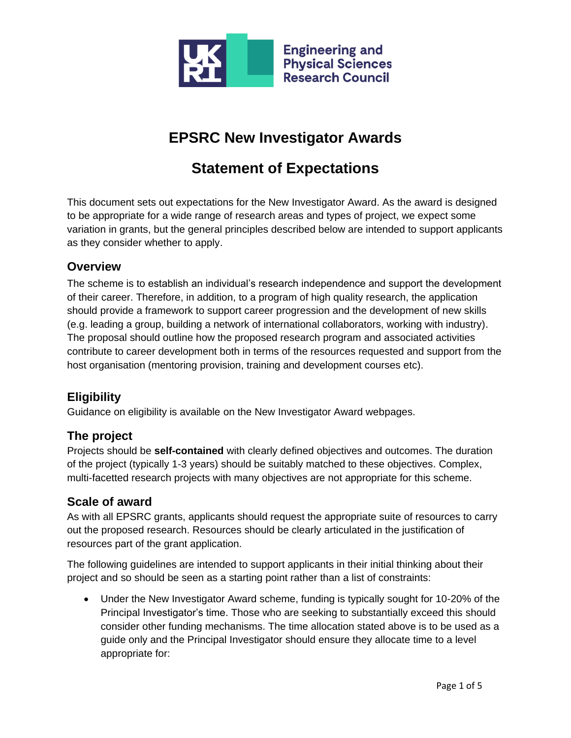# EPSRC New Investigator Awards

# Statement of Expectations

This document sets out expectations for the New Investigator Award. As the award is designed to be appropriate for a wide range of research areas and types of project, we expect some variation in grants, but the general principles described below are intended to support applicants as they consider whether to apply.

## Overview

The scheme is to establish an individual's research independence and support the development of their career. Therefore, in addition, to a program of high quality research, the application should provide a framework to support career progression and the development of new skills (e.g. leading a group, building a network of international collaborators, working with industry). The proposal should outline how the proposed research program and associated activities contribute to career development both in terms of the resources requested and support from the host organisation (mentoring provision, training and development courses etc).

## Eligibility

Guidance on eligibility is available on the New Investigator Award webpages.

## The project

Projects should be **self-contained** with clearly defined objectives and outcomes. The duration of the project (typically 1-3 years) should be suitably matched to these objectives. Complex, multi-facetted research projects with many objectives are not appropriate for this scheme.

## Scale of award

As with all EPSRC grants, applicants should request the appropriate suite of resources to carry out the proposed research. Resources should be clearly articulated in the justification of resources part of the grant application.

The following guidelines are intended to support applicants in their initial thinking about their project and so should be seen as a starting point rather than a list of constraints:

- Under the New Investigator Award scheme, funding is typically sought for 10-20% of the Principal Investigator's time. Those who are seeking to substantially exceed this should consider other funding mechanisms. The time allocation stated above is to be used as a guide only and the Principal Investigator should ensure they allocate time to a level appropriate for: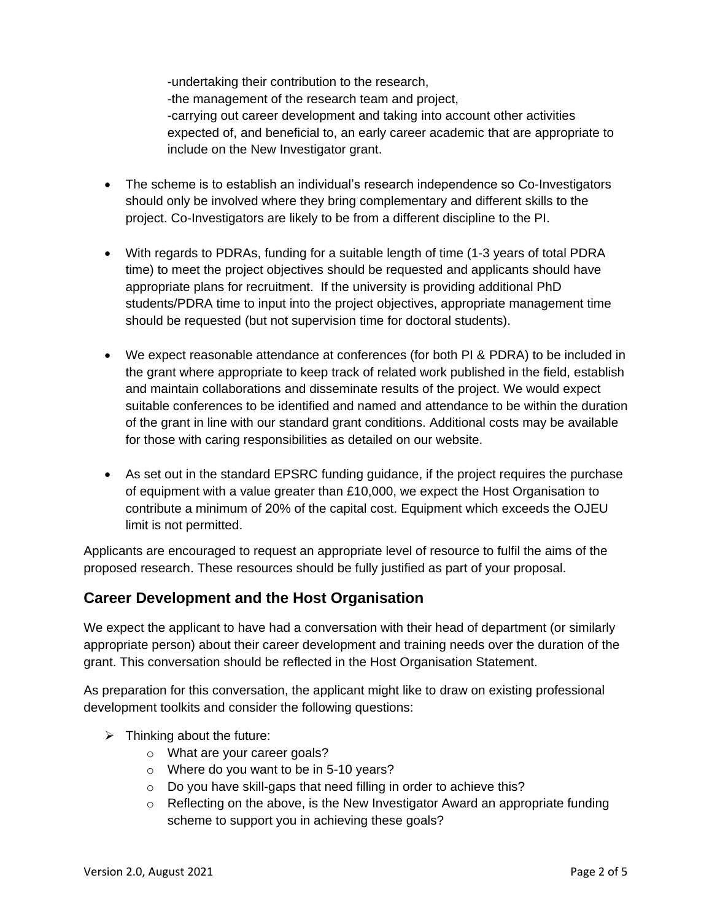-undertaking their contribution to the research,
-the management of the research team and project,
-carrying out career development and taking into account other activities expected of, and beneficial to, an early career academic that are appropriate to include on the New Investigator grant.

- The scheme is to establish an individual's research independence so Co-Investigators should only be involved where they bring complementary and different skills to the project. Co-Investigators are likely to be from a different discipline to the PI.

- With regards to PDRAs, funding for a suitable length of time (1-3 years of total PDRA time) to meet the project objectives should be requested and applicants should have appropriate plans for recruitment. If the university is providing additional PhD students/PDRA time to input into the project objectives, appropriate management time should be requested (but not supervision time for doctoral students).

- We expect reasonable attendance at conferences (for both PI & PDRA) to be included in the grant where appropriate to keep track of related work published in the field, establish and maintain collaborations and disseminate results of the project. We would expect suitable conferences to be identified and named and attendance to be within the duration of the grant in line with our standard grant conditions. Additional costs may be available for those with caring responsibilities as detailed on our website.

- As set out in the standard EPSRC funding guidance, if the project requires the purchase of equipment with a value greater than £10,000, we expect the Host Organisation to contribute a minimum of 20% of the capital cost. Equipment which exceeds the OJEU limit is not permitted.

Applicants are encouraged to request an appropriate level of resource to fulfil the aims of the proposed research. These resources should be fully justified as part of your proposal.

## Career Development and the Host Organisation

We expect the applicant to have had a conversation with their head of department (or similarly appropriate person) about their career development and training needs over the duration of the grant. This conversation should be reflected in the Host Organisation Statement.

As preparation for this conversation, the applicant might like to draw on existing professional development toolkits and consider the following questions:

- Thinking about the future:
  - What are your career goals?
  - Where do you want to be in 5-10 years?
  - Do you have skill-gaps that need filling in order to achieve this?
  - Reflecting on the above, is the New Investigator Award an appropriate funding scheme to support you in achieving these goals?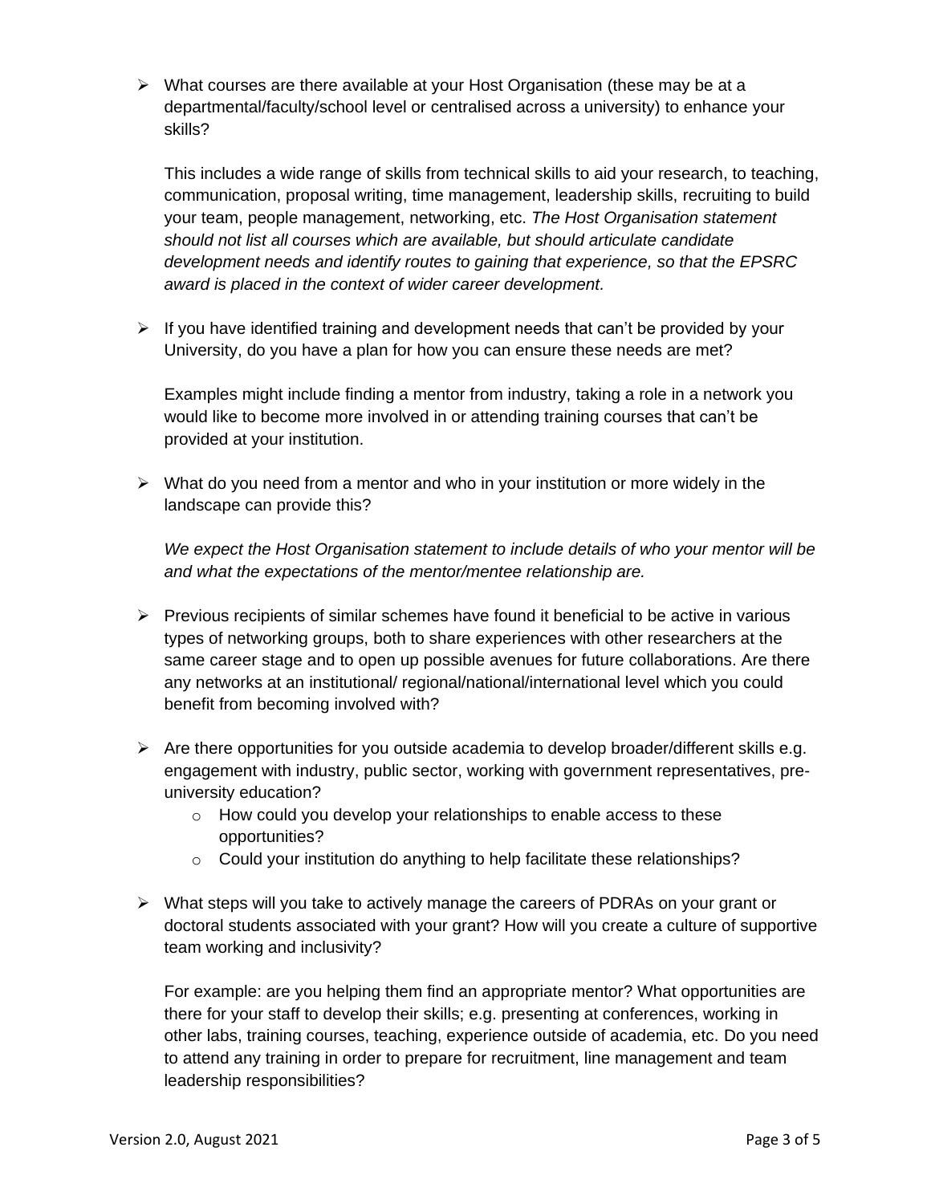- What courses are there available at your Host Organisation (these may be at a departmental/faculty/school level or centralised across a university) to enhance your skills?

  This includes a wide range of skills from technical skills to aid your research, to teaching, communication, proposal writing, time management, leadership skills, recruiting to build your team, people management, networking, etc. *The Host Organisation statement should not list all courses which are available, but should articulate candidate development needs and identify routes to gaining that experience, so that the EPSRC award is placed in the context of wider career development.*

- If you have identified training and development needs that can't be provided by your University, do you have a plan for how you can ensure these needs are met?

  Examples might include finding a mentor from industry, taking a role in a network you would like to become more involved in or attending training courses that can't be provided at your institution.

- What do you need from a mentor and who in your institution or more widely in the landscape can provide this?

  *We expect the Host Organisation statement to include details of who your mentor will be and what the expectations of the mentor/mentee relationship are.*

- Previous recipients of similar schemes have found it beneficial to be active in various types of networking groups, both to share experiences with other researchers at the same career stage and to open up possible avenues for future collaborations. Are there any networks at an institutional/ regional/national/international level which you could benefit from becoming involved with?

- Are there opportunities for you outside academia to develop broader/different skills e.g. engagement with industry, public sector, working with government representatives, pre-university education?
  - How could you develop your relationships to enable access to these opportunities?
  - Could your institution do anything to help facilitate these relationships?

- What steps will you take to actively manage the careers of PDRAs on your grant or doctoral students associated with your grant? How will you create a culture of supportive team working and inclusivity?

  For example: are you helping them find an appropriate mentor? What opportunities are there for your staff to develop their skills; e.g. presenting at conferences, working in other labs, training courses, teaching, experience outside of academia, etc. Do you need to attend any training in order to prepare for recruitment, line management and team leadership responsibilities?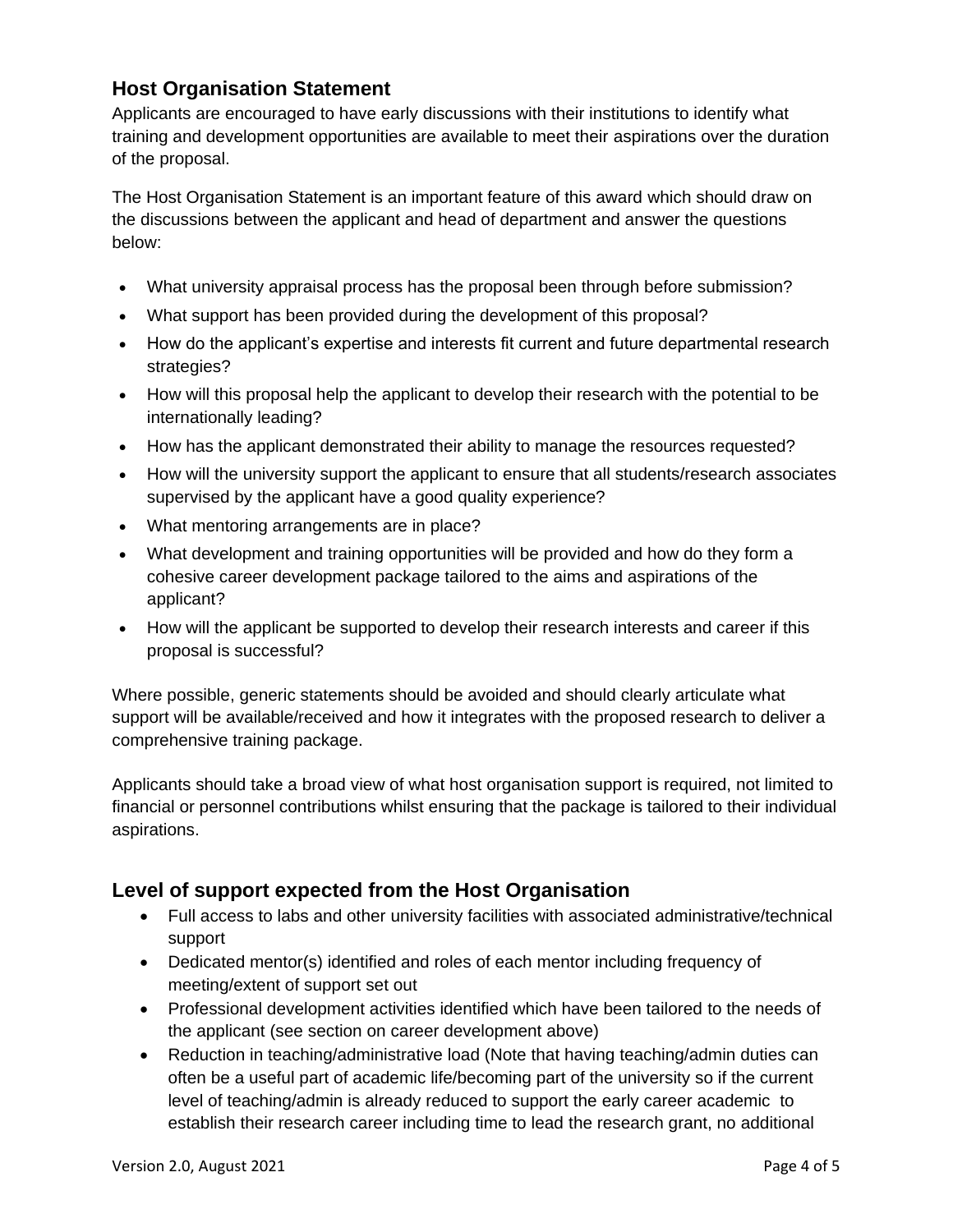## Host Organisation Statement

Applicants are encouraged to have early discussions with their institutions to identify what training and development opportunities are available to meet their aspirations over the duration of the proposal.

The Host Organisation Statement is an important feature of this award which should draw on the discussions between the applicant and head of department and answer the questions below:

- What university appraisal process has the proposal been through before submission?
- What support has been provided during the development of this proposal?
- How do the applicant's expertise and interests fit current and future departmental research strategies?
- How will this proposal help the applicant to develop their research with the potential to be internationally leading?
- How has the applicant demonstrated their ability to manage the resources requested?
- How will the university support the applicant to ensure that all students/research associates supervised by the applicant have a good quality experience?
- What mentoring arrangements are in place?
- What development and training opportunities will be provided and how do they form a cohesive career development package tailored to the aims and aspirations of the applicant?
- How will the applicant be supported to develop their research interests and career if this proposal is successful?

Where possible, generic statements should be avoided and should clearly articulate what support will be available/received and how it integrates with the proposed research to deliver a comprehensive training package.

Applicants should take a broad view of what host organisation support is required, not limited to financial or personnel contributions whilst ensuring that the package is tailored to their individual aspirations.

## Level of support expected from the Host Organisation

- Full access to labs and other university facilities with associated administrative/technical support
- Dedicated mentor(s) identified and roles of each mentor including frequency of meeting/extent of support set out
- Professional development activities identified which have been tailored to the needs of the applicant (see section on career development above)
- Reduction in teaching/administrative load (Note that having teaching/admin duties can often be a useful part of academic life/becoming part of the university so if the current level of teaching/admin is already reduced to support the early career academic to establish their research career including time to lead the research grant, no additional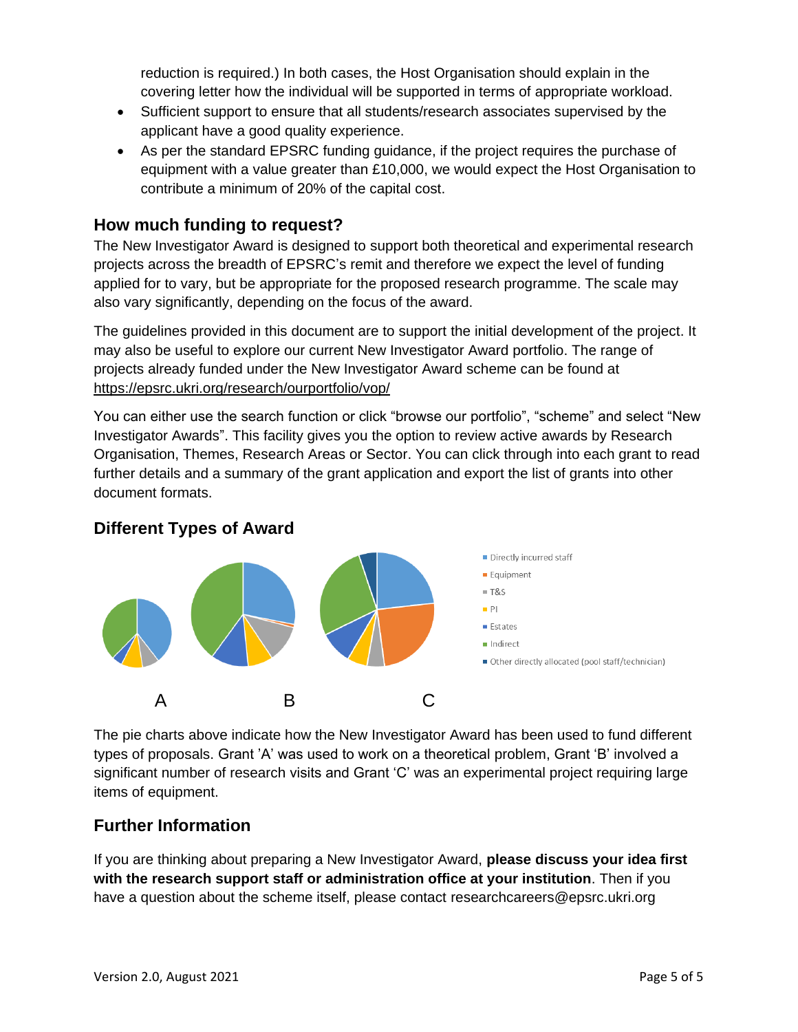reduction is required.) In both cases, the Host Organisation should explain in the covering letter how the individual will be supported in terms of appropriate workload.

- Sufficient support to ensure that all students/research associates supervised by the applicant have a good quality experience.
- As per the standard EPSRC funding guidance, if the project requires the purchase of equipment with a value greater than £10,000, we would expect the Host Organisation to contribute a minimum of 20% of the capital cost.

## How much funding to request?

The New Investigator Award is designed to support both theoretical and experimental research projects across the breadth of EPSRC's remit and therefore we expect the level of funding applied for to vary, but be appropriate for the proposed research programme. The scale may also vary significantly, depending on the focus of the award.

The guidelines provided in this document are to support the initial development of the project. It may also be useful to explore our current New Investigator Award portfolio. The range of projects already funded under the New Investigator Award scheme can be found at https://epsrc.ukri.org/research/ourportfolio/vop/

You can either use the search function or click "browse our portfolio", "scheme" and select "New Investigator Awards". This facility gives you the option to review active awards by Research Organisation, Themes, Research Areas or Sector. You can click through into each grant to read further details and a summary of the grant application and export the list of grants into other document formats.

## Different Types of Award

Directly incurred staff
Equipment
T&S
PI
Estates
Indirect
Other directly allocated (pool staff/technician)

A B C

The pie charts above indicate how the New Investigator Award has been used to fund different types of proposals. Grant 'A' was used to work on a theoretical problem, Grant 'B' involved a significant number of research visits and Grant 'C' was an experimental project requiring large items of equipment.

## Further Information

If you are thinking about preparing a New Investigator Award, **please discuss your idea first with the research support staff or administration office at your institution**. Then if you have a question about the scheme itself, please contact researchcareers@epsrc.ukri.org

Version 2.0, August 2021